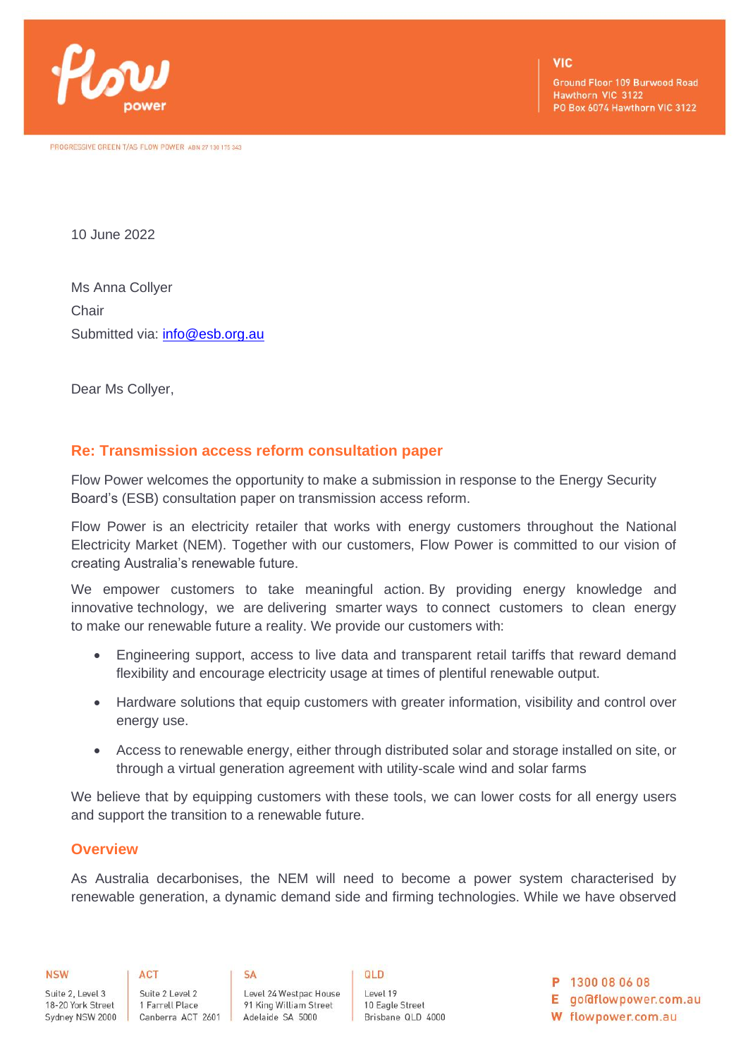10 June 2022

Ms Anna Collyer
Chair
Submitted via: info@esb.org.au

Dear Ms Collyer,

## Re: Transmission access reform consultation paper

Flow Power welcomes the opportunity to make a submission in response to the Energy Security Board's (ESB) consultation paper on transmission access reform.

Flow Power is an electricity retailer that works with energy customers throughout the National Electricity Market (NEM). Together with our customers, Flow Power is committed to our vision of creating Australia's renewable future.

We empower customers to take meaningful action. By providing energy knowledge and innovative technology, we are delivering smarter ways to connect customers to clean energy to make our renewable future a reality. We provide our customers with:

- Engineering support, access to live data and transparent retail tariffs that reward demand flexibility and encourage electricity usage at times of plentiful renewable output.
- Hardware solutions that equip customers with greater information, visibility and control over energy use.
- Access to renewable energy, either through distributed solar and storage installed on site, or through a virtual generation agreement with utility-scale wind and solar farms

We believe that by equipping customers with these tools, we can lower costs for all energy users and support the transition to a renewable future.

## Overview

As Australia decarbonises, the NEM will need to become a power system characterised by renewable generation, a dynamic demand side and firming technologies. While we have observed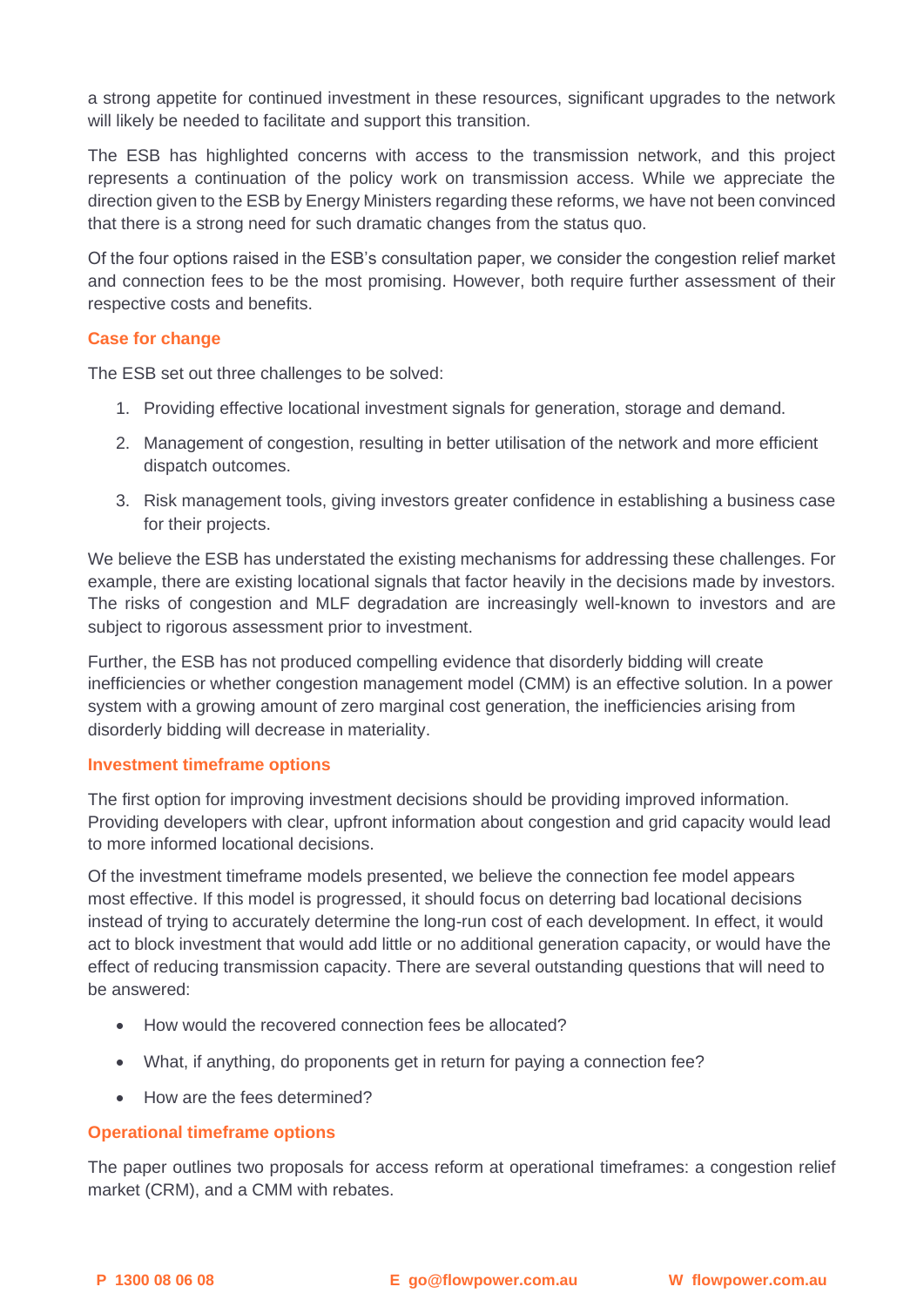a strong appetite for continued investment in these resources, significant upgrades to the network will likely be needed to facilitate and support this transition.

The ESB has highlighted concerns with access to the transmission network, and this project represents a continuation of the policy work on transmission access. While we appreciate the direction given to the ESB by Energy Ministers regarding these reforms, we have not been convinced that there is a strong need for such dramatic changes from the status quo.

Of the four options raised in the ESB's consultation paper, we consider the congestion relief market and connection fees to be the most promising. However, both require further assessment of their respective costs and benefits.

## Case for change

The ESB set out three challenges to be solved:

1. Providing effective locational investment signals for generation, storage and demand.
2. Management of congestion, resulting in better utilisation of the network and more efficient dispatch outcomes.
3. Risk management tools, giving investors greater confidence in establishing a business case for their projects.

We believe the ESB has understated the existing mechanisms for addressing these challenges. For example, there are existing locational signals that factor heavily in the decisions made by investors. The risks of congestion and MLF degradation are increasingly well-known to investors and are subject to rigorous assessment prior to investment.

Further, the ESB has not produced compelling evidence that disorderly bidding will create inefficiencies or whether congestion management model (CMM) is an effective solution. In a power system with a growing amount of zero marginal cost generation, the inefficiencies arising from disorderly bidding will decrease in materiality.

## Investment timeframe options

The first option for improving investment decisions should be providing improved information. Providing developers with clear, upfront information about congestion and grid capacity would lead to more informed locational decisions.

Of the investment timeframe models presented, we believe the connection fee model appears most effective. If this model is progressed, it should focus on deterring bad locational decisions instead of trying to accurately determine the long-run cost of each development. In effect, it would act to block investment that would add little or no additional generation capacity, or would have the effect of reducing transmission capacity. There are several outstanding questions that will need to be answered:

- How would the recovered connection fees be allocated?
- What, if anything, do proponents get in return for paying a connection fee?
- How are the fees determined?

## Operational timeframe options

The paper outlines two proposals for access reform at operational timeframes: a congestion relief market (CRM), and a CMM with rebates.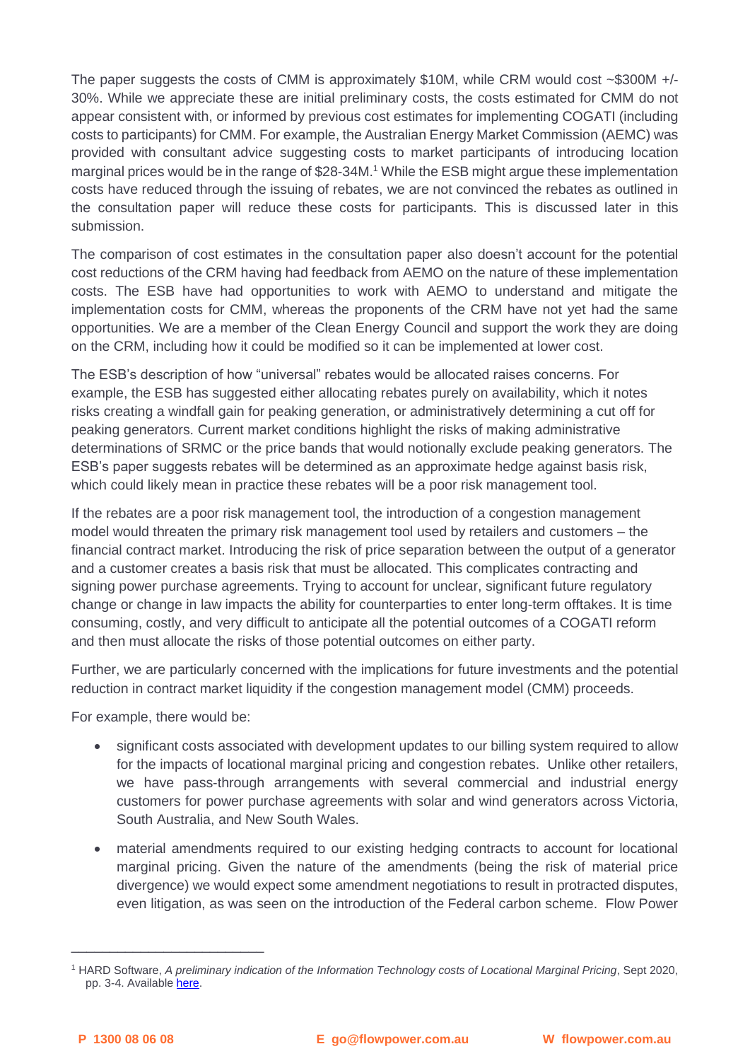The paper suggests the costs of CMM is approximately $10M, while CRM would cost ~$300M +/- 30%. While we appreciate these are initial preliminary costs, the costs estimated for CMM do not appear consistent with, or informed by previous cost estimates for implementing COGATI (including costs to participants) for CMM. For example, the Australian Energy Market Commission (AEMC) was provided with consultant advice suggesting costs to market participants of introducing location marginal prices would be in the range of $28-34M.[1] While the ESB might argue these implementation costs have reduced through the issuing of rebates, we are not convinced the rebates as outlined in the consultation paper will reduce these costs for participants. This is discussed later in this submission.

The comparison of cost estimates in the consultation paper also doesn't account for the potential cost reductions of the CRM having had feedback from AEMO on the nature of these implementation costs. The ESB have had opportunities to work with AEMO to understand and mitigate the implementation costs for CMM, whereas the proponents of the CRM have not yet had the same opportunities. We are a member of the Clean Energy Council and support the work they are doing on the CRM, including how it could be modified so it can be implemented at lower cost.

The ESB's description of how "universal" rebates would be allocated raises concerns. For example, the ESB has suggested either allocating rebates purely on availability, which it notes risks creating a windfall gain for peaking generation, or administratively determining a cut off for peaking generators. Current market conditions highlight the risks of making administrative determinations of SRMC or the price bands that would notionally exclude peaking generators. The ESB's paper suggests rebates will be determined as an approximate hedge against basis risk, which could likely mean in practice these rebates will be a poor risk management tool.

If the rebates are a poor risk management tool, the introduction of a congestion management model would threaten the primary risk management tool used by retailers and customers – the financial contract market. Introducing the risk of price separation between the output of a generator and a customer creates a basis risk that must be allocated. This complicates contracting and signing power purchase agreements. Trying to account for unclear, significant future regulatory change or change in law impacts the ability for counterparties to enter long-term offtakes. It is time consuming, costly, and very difficult to anticipate all the potential outcomes of a COGATI reform and then must allocate the risks of those potential outcomes on either party.

Further, we are particularly concerned with the implications for future investments and the potential reduction in contract market liquidity if the congestion management model (CMM) proceeds.

For example, there would be:

- significant costs associated with development updates to our billing system required to allow for the impacts of locational marginal pricing and congestion rebates. Unlike other retailers, we have pass-through arrangements with several commercial and industrial energy customers for power purchase agreements with solar and wind generators across Victoria, South Australia, and New South Wales.
- material amendments required to our existing hedging contracts to account for locational marginal pricing. Given the nature of the amendments (being the risk of material price divergence) we would expect some amendment negotiations to result in protracted disputes, even litigation, as was seen on the introduction of the Federal carbon scheme. Flow Power

[1] HARD Software, *A preliminary indication of the Information Technology costs of Locational Marginal Pricing*, Sept 2020, pp. 3-4. Available here.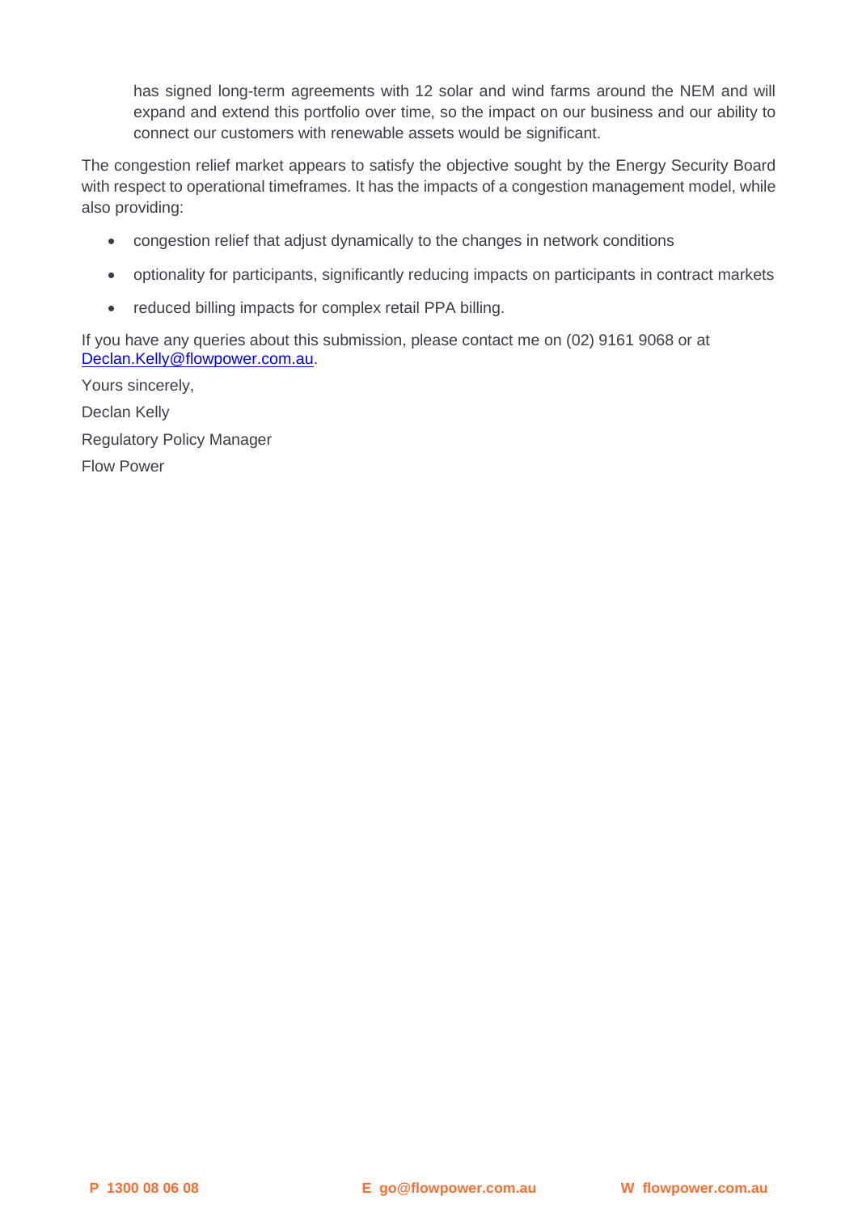has signed long-term agreements with 12 solar and wind farms around the NEM and will expand and extend this portfolio over time, so the impact on our business and our ability to connect our customers with renewable assets would be significant.

The congestion relief market appears to satisfy the objective sought by the Energy Security Board with respect to operational timeframes. It has the impacts of a congestion management model, while also providing:

- congestion relief that adjust dynamically to the changes in network conditions
- optionality for participants, significantly reducing impacts on participants in contract markets
- reduced billing impacts for complex retail PPA billing.

If you have any queries about this submission, please contact me on (02) 9161 9068 or at Declan.Kelly@flowpower.com.au.

Yours sincerely,

Declan Kelly

Regulatory Policy Manager

Flow Power